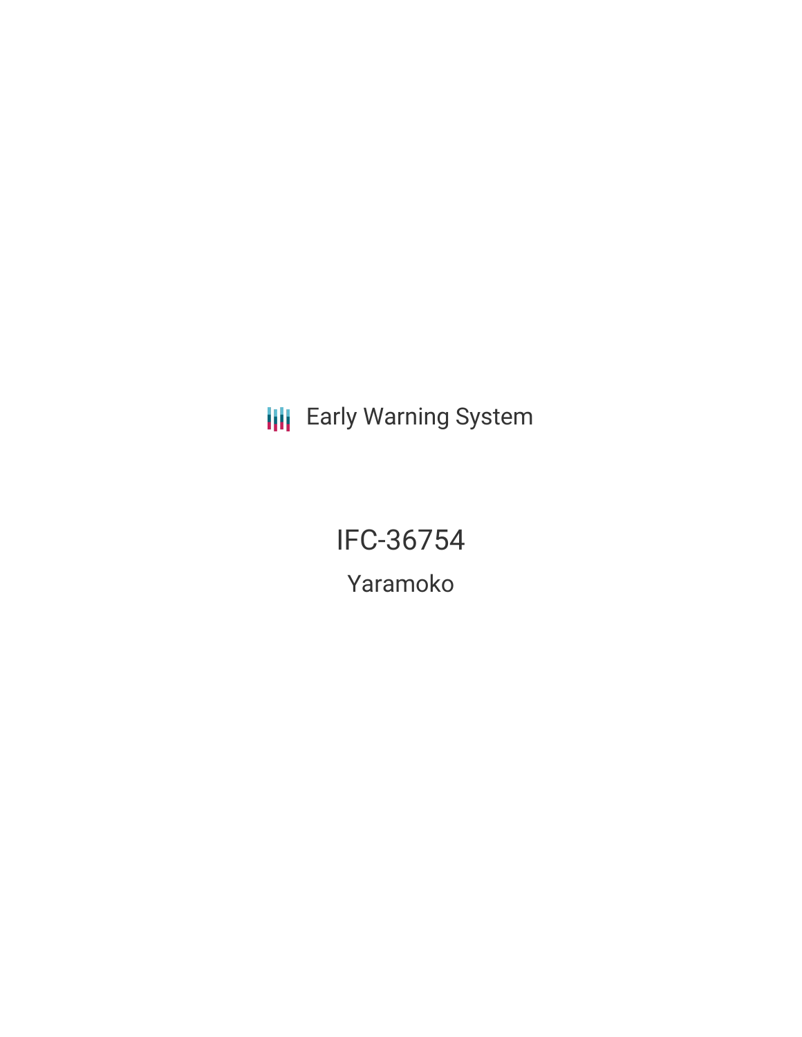Early Warning System

# IFC-36754

## Yaramoko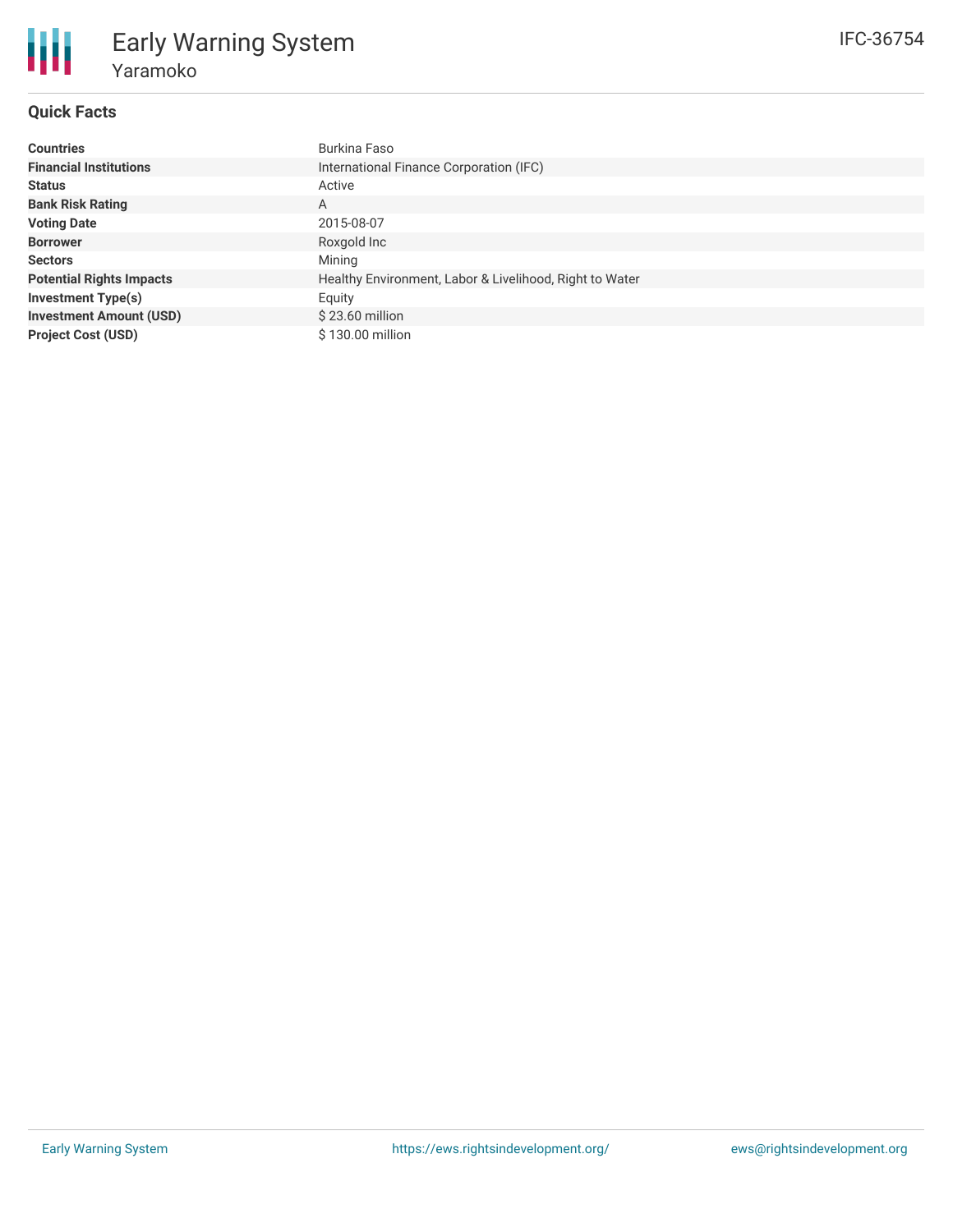# Early Warning System

## Yaramoko

IFC-36754

### Quick Facts

| | |
|---|---|
| **Countries** | Burkina Faso |
| **Financial Institutions** | International Finance Corporation (IFC) |
| **Status** | Active |
| **Bank Risk Rating** | A |
| **Voting Date** | 2015-08-07 |
| **Borrower** | Roxgold Inc |
| **Sectors** | Mining |
| **Potential Rights Impacts** | Healthy Environment, Labor & Livelihood, Right to Water |
| **Investment Type(s)** | Equity |
| **Investment Amount (USD)** | $ 23.60 million |
| **Project Cost (USD)** | $ 130.00 million |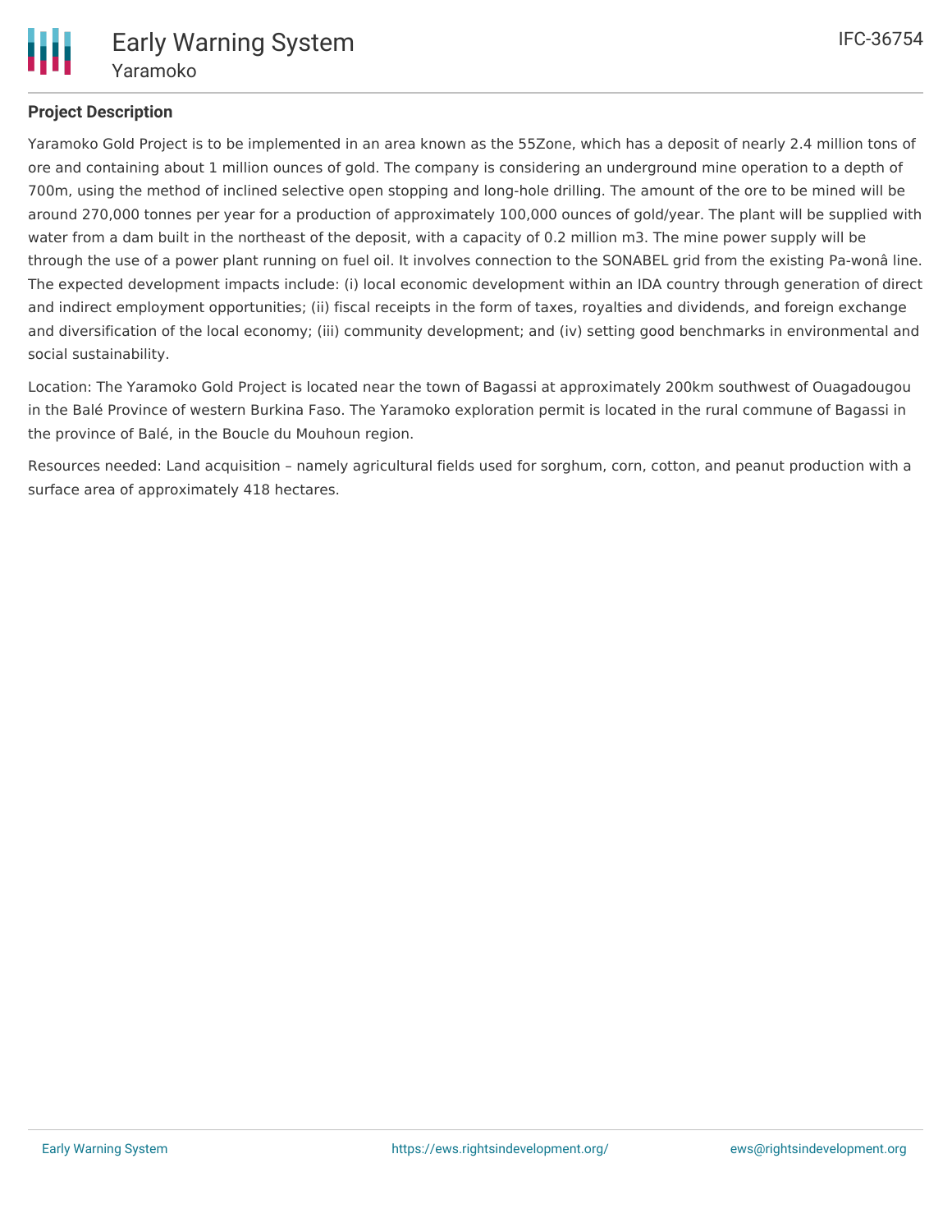## Project Description

Yaramoko Gold Project is to be implemented in an area known as the 55Zone, which has a deposit of nearly 2.4 million tons of ore and containing about 1 million ounces of gold. The company is considering an underground mine operation to a depth of 700m, using the method of inclined selective open stopping and long-hole drilling. The amount of the ore to be mined will be around 270,000 tonnes per year for a production of approximately 100,000 ounces of gold/year. The plant will be supplied with water from a dam built in the northeast of the deposit, with a capacity of 0.2 million m3. The mine power supply will be through the use of a power plant running on fuel oil. It involves connection to the SONABEL grid from the existing Pa-wonâ line. The expected development impacts include: (i) local economic development within an IDA country through generation of direct and indirect employment opportunities; (ii) fiscal receipts in the form of taxes, royalties and dividends, and foreign exchange and diversification of the local economy; (iii) community development; and (iv) setting good benchmarks in environmental and social sustainability.

Location: The Yaramoko Gold Project is located near the town of Bagassi at approximately 200km southwest of Ouagadougou in the Balé Province of western Burkina Faso. The Yaramoko exploration permit is located in the rural commune of Bagassi in the province of Balé, in the Boucle du Mouhoun region.

Resources needed: Land acquisition – namely agricultural fields used for sorghum, corn, cotton, and peanut production with a surface area of approximately 418 hectares.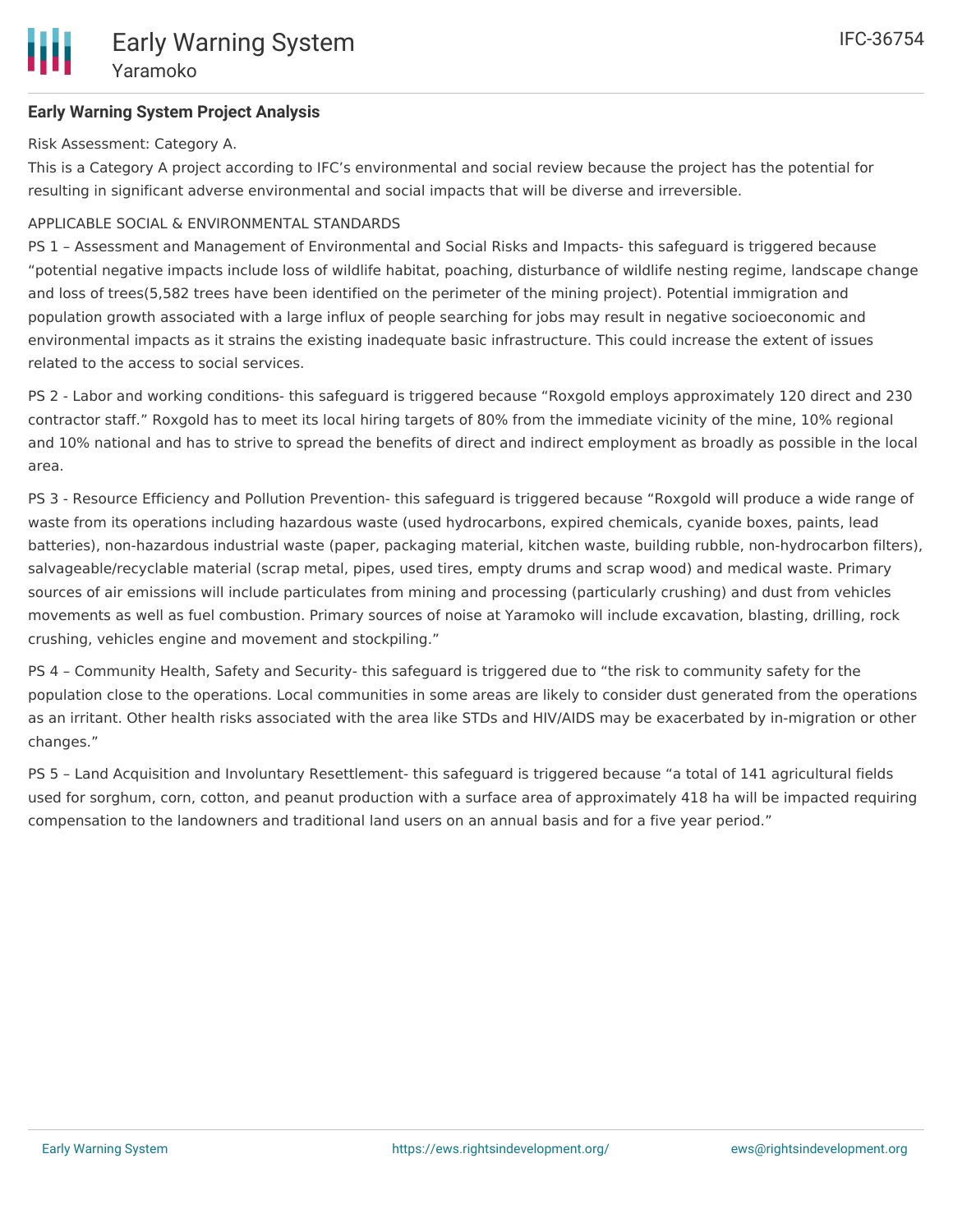**Early Warning System Project Analysis**

Risk Assessment: Category A.

This is a Category A project according to IFC's environmental and social review because the project has the potential for resulting in significant adverse environmental and social impacts that will be diverse and irreversible.

APPLICABLE SOCIAL & ENVIRONMENTAL STANDARDS

PS 1 – Assessment and Management of Environmental and Social Risks and Impacts- this safeguard is triggered because "potential negative impacts include loss of wildlife habitat, poaching, disturbance of wildlife nesting regime, landscape change and loss of trees(5,582 trees have been identified on the perimeter of the mining project). Potential immigration and population growth associated with a large influx of people searching for jobs may result in negative socioeconomic and environmental impacts as it strains the existing inadequate basic infrastructure. This could increase the extent of issues related to the access to social services.

PS 2 - Labor and working conditions- this safeguard is triggered because "Roxgold employs approximately 120 direct and 230 contractor staff." Roxgold has to meet its local hiring targets of 80% from the immediate vicinity of the mine, 10% regional and 10% national and has to strive to spread the benefits of direct and indirect employment as broadly as possible in the local area.

PS 3 - Resource Efficiency and Pollution Prevention- this safeguard is triggered because "Roxgold will produce a wide range of waste from its operations including hazardous waste (used hydrocarbons, expired chemicals, cyanide boxes, paints, lead batteries), non-hazardous industrial waste (paper, packaging material, kitchen waste, building rubble, non-hydrocarbon filters), salvageable/recyclable material (scrap metal, pipes, used tires, empty drums and scrap wood) and medical waste. Primary sources of air emissions will include particulates from mining and processing (particularly crushing) and dust from vehicles movements as well as fuel combustion. Primary sources of noise at Yaramoko will include excavation, blasting, drilling, rock crushing, vehicles engine and movement and stockpiling."

PS 4 – Community Health, Safety and Security- this safeguard is triggered due to "the risk to community safety for the population close to the operations. Local communities in some areas are likely to consider dust generated from the operations as an irritant. Other health risks associated with the area like STDs and HIV/AIDS may be exacerbated by in-migration or other changes."

PS 5 – Land Acquisition and Involuntary Resettlement- this safeguard is triggered because "a total of 141 agricultural fields used for sorghum, corn, cotton, and peanut production with a surface area of approximately 418 ha will be impacted requiring compensation to the landowners and traditional land users on an annual basis and for a five year period."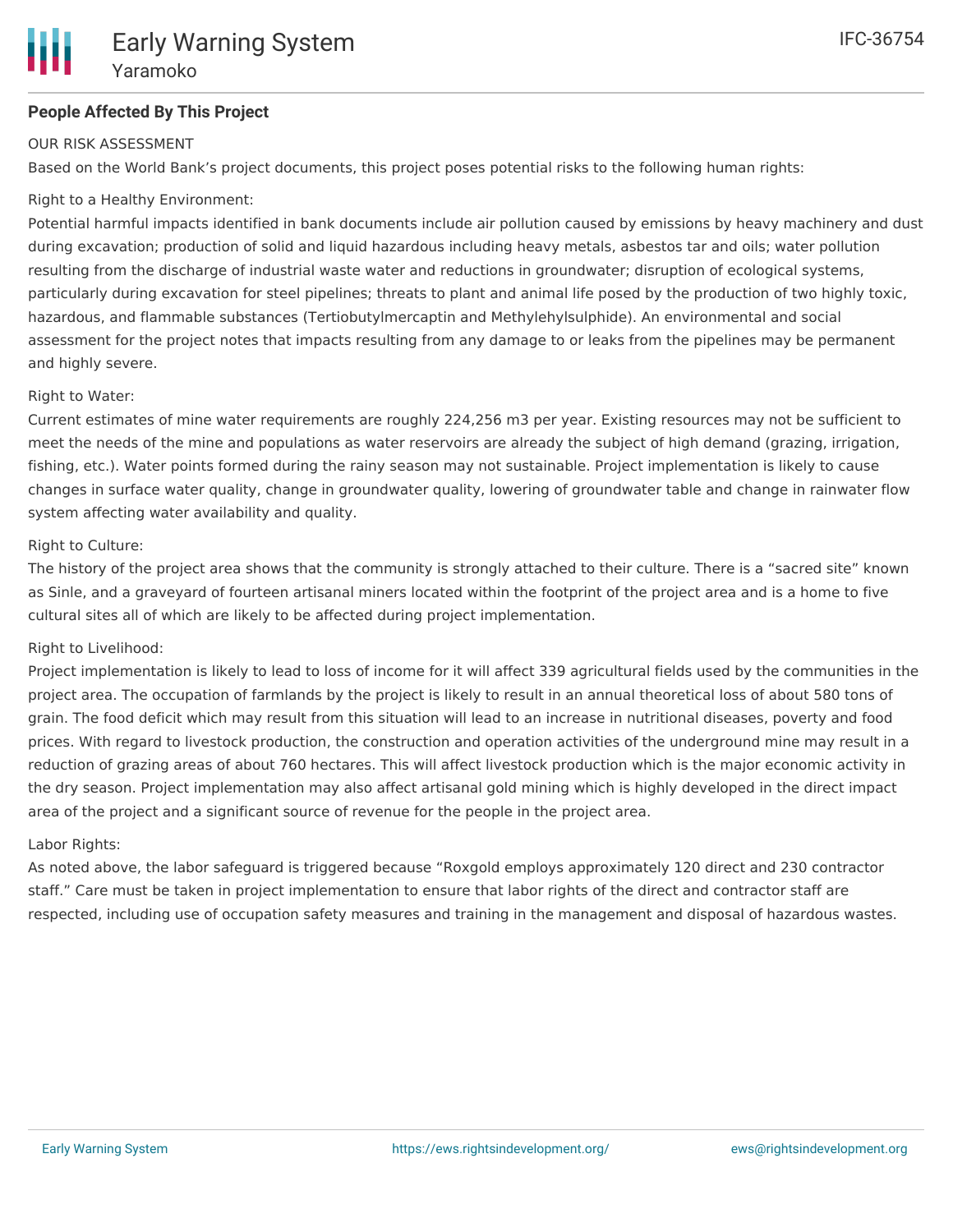## People Affected By This Project

OUR RISK ASSESSMENT

Based on the World Bank's project documents, this project poses potential risks to the following human rights:

Right to a Healthy Environment:

Potential harmful impacts identified in bank documents include air pollution caused by emissions by heavy machinery and dust during excavation; production of solid and liquid hazardous including heavy metals, asbestos tar and oils; water pollution resulting from the discharge of industrial waste water and reductions in groundwater; disruption of ecological systems, particularly during excavation for steel pipelines; threats to plant and animal life posed by the production of two highly toxic, hazardous, and flammable substances (Tertiobutylmercaptin and Methylehylsulphide). An environmental and social assessment for the project notes that impacts resulting from any damage to or leaks from the pipelines may be permanent and highly severe.

Right to Water:

Current estimates of mine water requirements are roughly 224,256 m3 per year. Existing resources may not be sufficient to meet the needs of the mine and populations as water reservoirs are already the subject of high demand (grazing, irrigation, fishing, etc.). Water points formed during the rainy season may not sustainable. Project implementation is likely to cause changes in surface water quality, change in groundwater quality, lowering of groundwater table and change in rainwater flow system affecting water availability and quality.

Right to Culture:

The history of the project area shows that the community is strongly attached to their culture. There is a "sacred site" known as Sinle, and a graveyard of fourteen artisanal miners located within the footprint of the project area and is a home to five cultural sites all of which are likely to be affected during project implementation.

Right to Livelihood:

Project implementation is likely to lead to loss of income for it will affect 339 agricultural fields used by the communities in the project area. The occupation of farmlands by the project is likely to result in an annual theoretical loss of about 580 tons of grain. The food deficit which may result from this situation will lead to an increase in nutritional diseases, poverty and food prices. With regard to livestock production, the construction and operation activities of the underground mine may result in a reduction of grazing areas of about 760 hectares. This will affect livestock production which is the major economic activity in the dry season. Project implementation may also affect artisanal gold mining which is highly developed in the direct impact area of the project and a significant source of revenue for the people in the project area.

Labor Rights:

As noted above, the labor safeguard is triggered because "Roxgold employs approximately 120 direct and 230 contractor staff." Care must be taken in project implementation to ensure that labor rights of the direct and contractor staff are respected, including use of occupation safety measures and training in the management and disposal of hazardous wastes.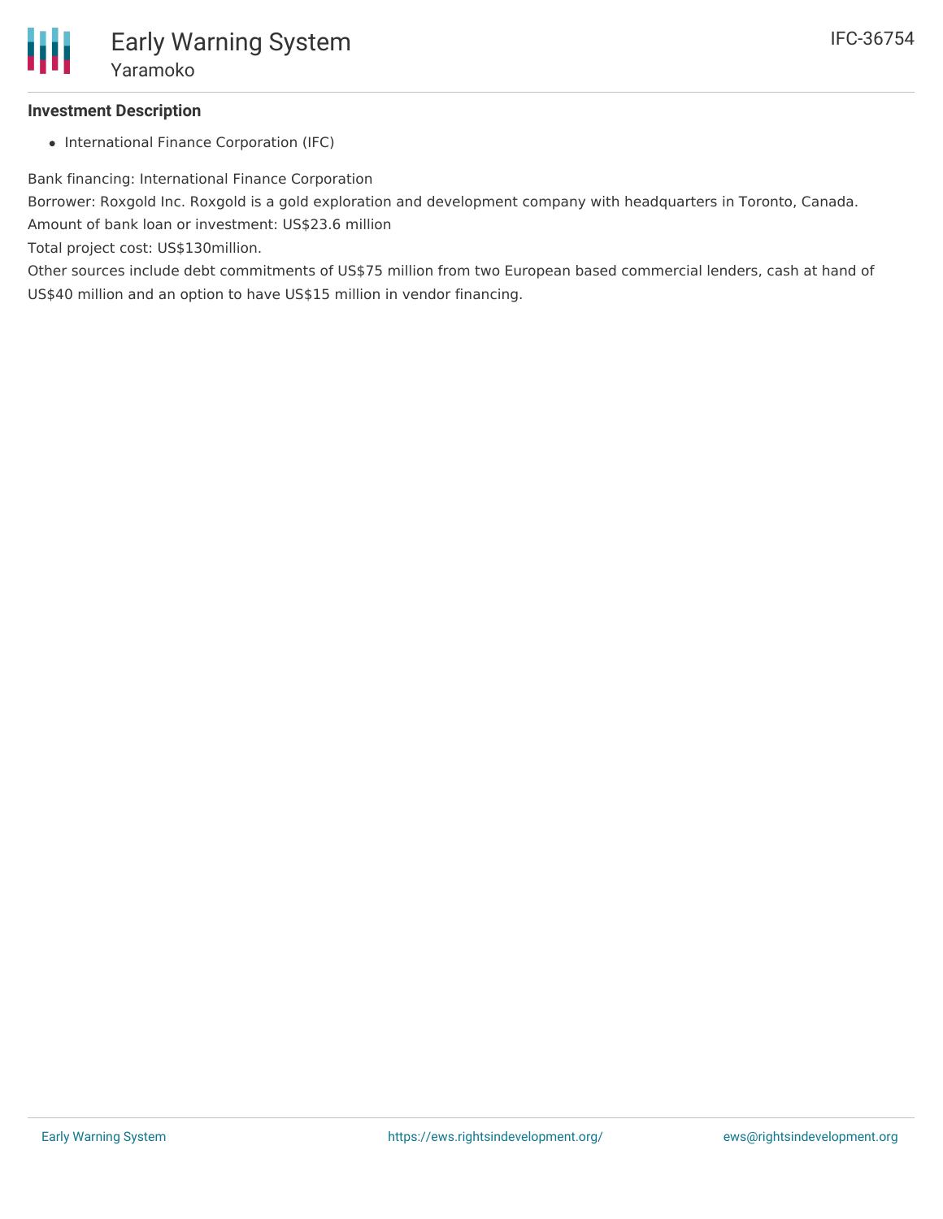### Investment Description

- International Finance Corporation (IFC)

Bank financing: International Finance Corporation

Borrower: Roxgold Inc. Roxgold is a gold exploration and development company with headquarters in Toronto, Canada.

Amount of bank loan or investment: US$23.6 million

Total project cost: US$130million.

Other sources include debt commitments of US$75 million from two European based commercial lenders, cash at hand of US$40 million and an option to have US$15 million in vendor financing.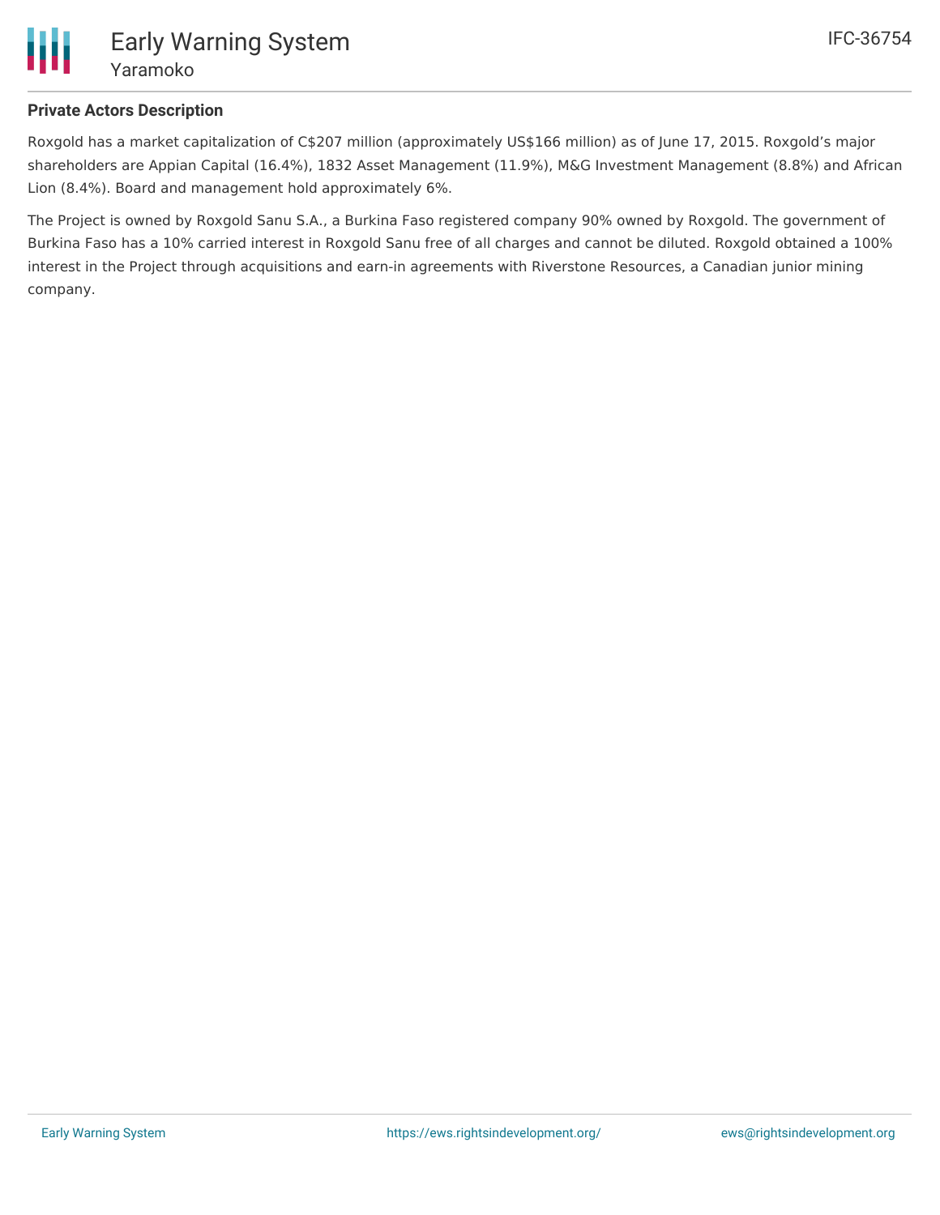## Private Actors Description

Roxgold has a market capitalization of C$207 million (approximately US$166 million) as of June 17, 2015. Roxgold's major shareholders are Appian Capital (16.4%), 1832 Asset Management (11.9%), M&G Investment Management (8.8%) and African Lion (8.4%). Board and management hold approximately 6%.

The Project is owned by Roxgold Sanu S.A., a Burkina Faso registered company 90% owned by Roxgold. The government of Burkina Faso has a 10% carried interest in Roxgold Sanu free of all charges and cannot be diluted. Roxgold obtained a 100% interest in the Project through acquisitions and earn-in agreements with Riverstone Resources, a Canadian junior mining company.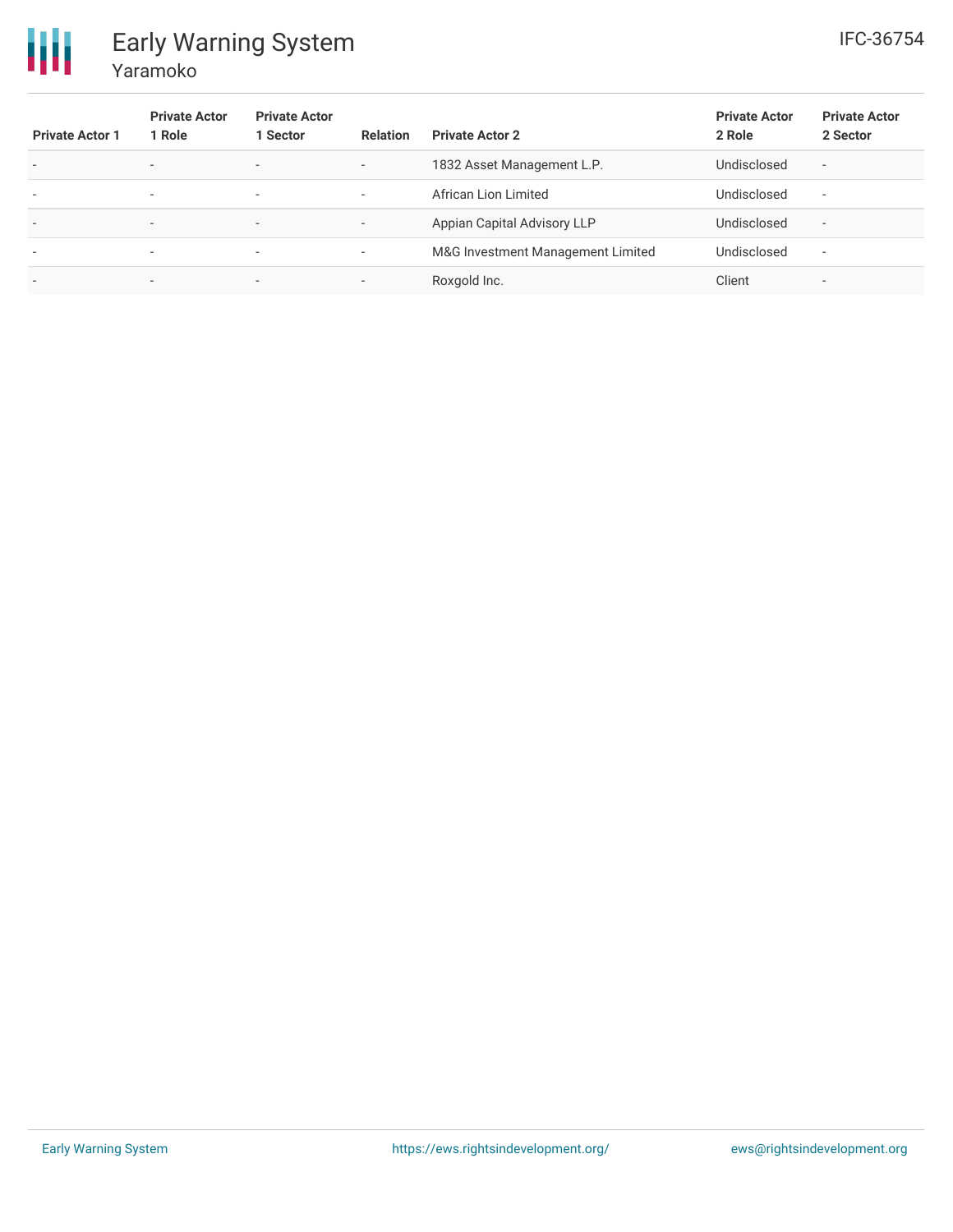| Private Actor 1 | Private Actor 1 Role | Private Actor 1 Sector | Relation | Private Actor 2 | Private Actor 2 Role | Private Actor 2 Sector |
|---|---|---|---|---|---|---|
| - | - | - | - | 1832 Asset Management L.P. | Undisclosed | - |
| - | - | - | - | African Lion Limited | Undisclosed | - |
| - | - | - | - | Appian Capital Advisory LLP | Undisclosed | - |
| - | - | - | - | M&G Investment Management Limited | Undisclosed | - |
| - | - | - | - | Roxgold Inc. | Client | - |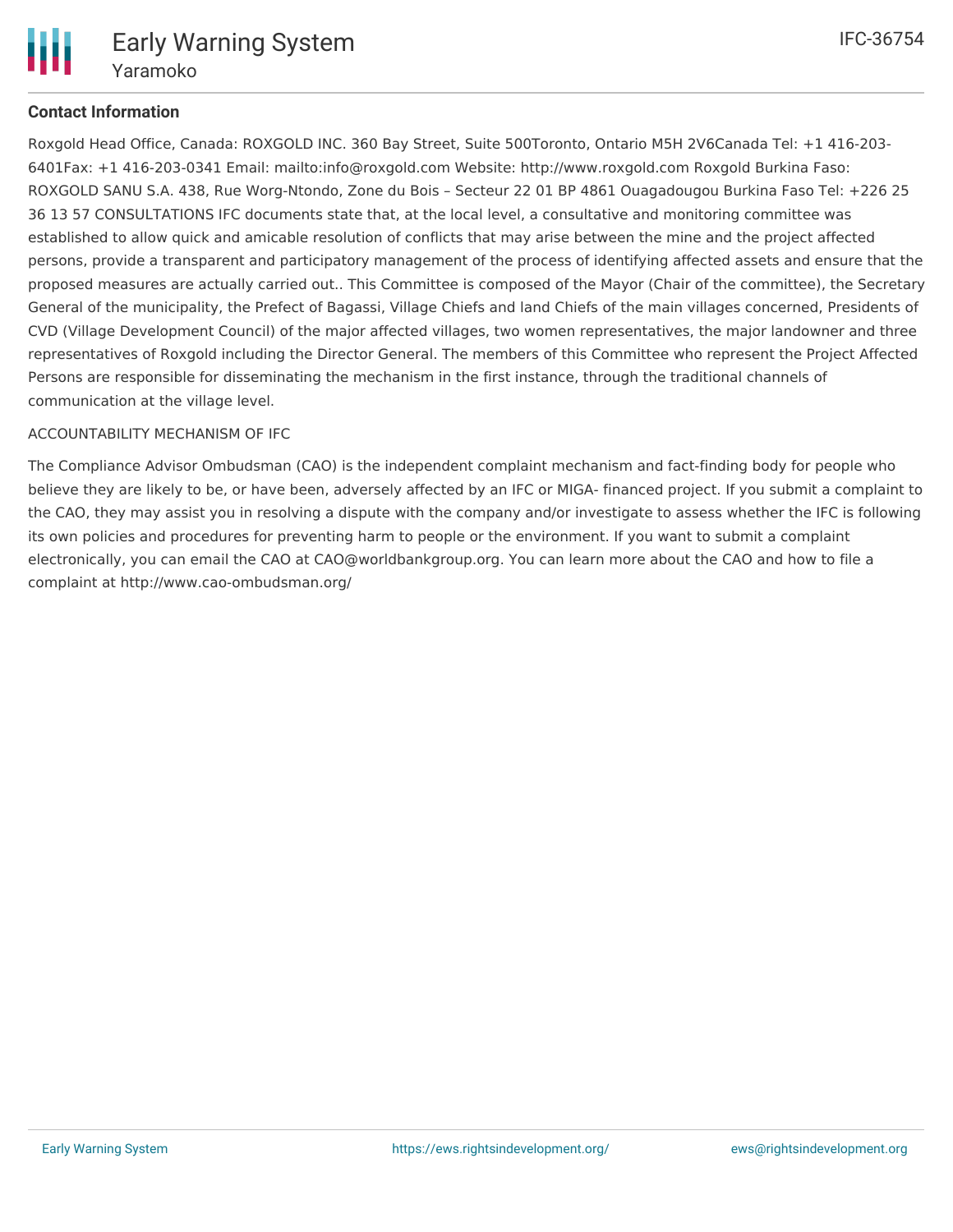### Contact Information

Roxgold Head Office, Canada: ROXGOLD INC. 360 Bay Street, Suite 500Toronto, Ontario M5H 2V6Canada Tel: +1 416-203-6401Fax: +1 416-203-0341 Email: mailto:info@roxgold.com Website: http://www.roxgold.com Roxgold Burkina Faso: ROXGOLD SANU S.A. 438, Rue Worg-Ntondo, Zone du Bois – Secteur 22 01 BP 4861 Ouagadougou Burkina Faso Tel: +226 25 36 13 57 CONSULTATIONS IFC documents state that, at the local level, a consultative and monitoring committee was established to allow quick and amicable resolution of conflicts that may arise between the mine and the project affected persons, provide a transparent and participatory management of the process of identifying affected assets and ensure that the proposed measures are actually carried out.. This Committee is composed of the Mayor (Chair of the committee), the Secretary General of the municipality, the Prefect of Bagassi, Village Chiefs and land Chiefs of the main villages concerned, Presidents of CVD (Village Development Council) of the major affected villages, two women representatives, the major landowner and three representatives of Roxgold including the Director General. The members of this Committee who represent the Project Affected Persons are responsible for disseminating the mechanism in the first instance, through the traditional channels of communication at the village level.

ACCOUNTABILITY MECHANISM OF IFC

The Compliance Advisor Ombudsman (CAO) is the independent complaint mechanism and fact-finding body for people who believe they are likely to be, or have been, adversely affected by an IFC or MIGA- financed project. If you submit a complaint to the CAO, they may assist you in resolving a dispute with the company and/or investigate to assess whether the IFC is following its own policies and procedures for preventing harm to people or the environment. If you want to submit a complaint electronically, you can email the CAO at CAO@worldbankgroup.org. You can learn more about the CAO and how to file a complaint at http://www.cao-ombudsman.org/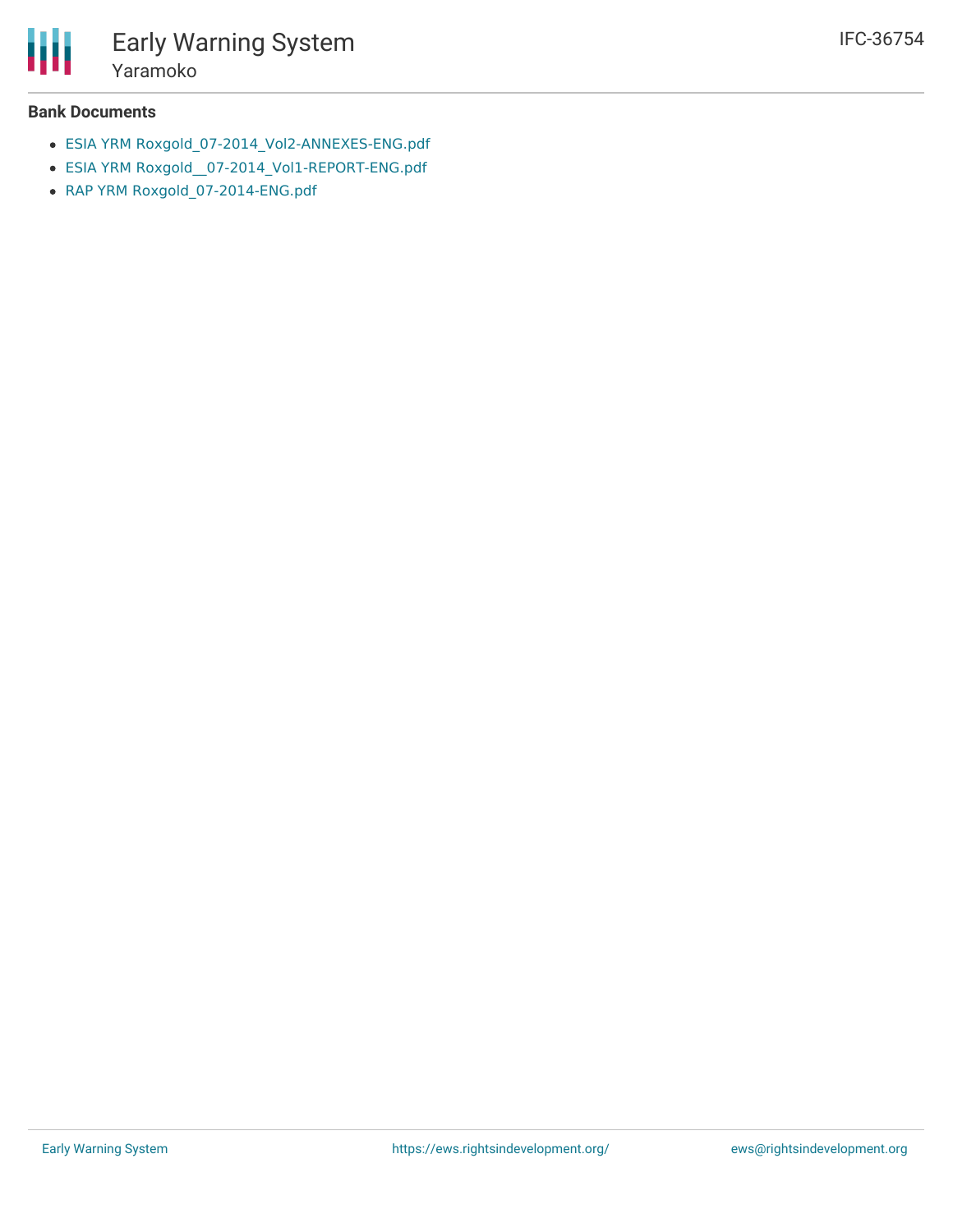**Bank Documents**

- ESIA YRM Roxgold_07-2014_Vol2-ANNEXES-ENG.pdf
- ESIA YRM Roxgold__07-2014_Vol1-REPORT-ENG.pdf
- RAP YRM Roxgold_07-2014-ENG.pdf